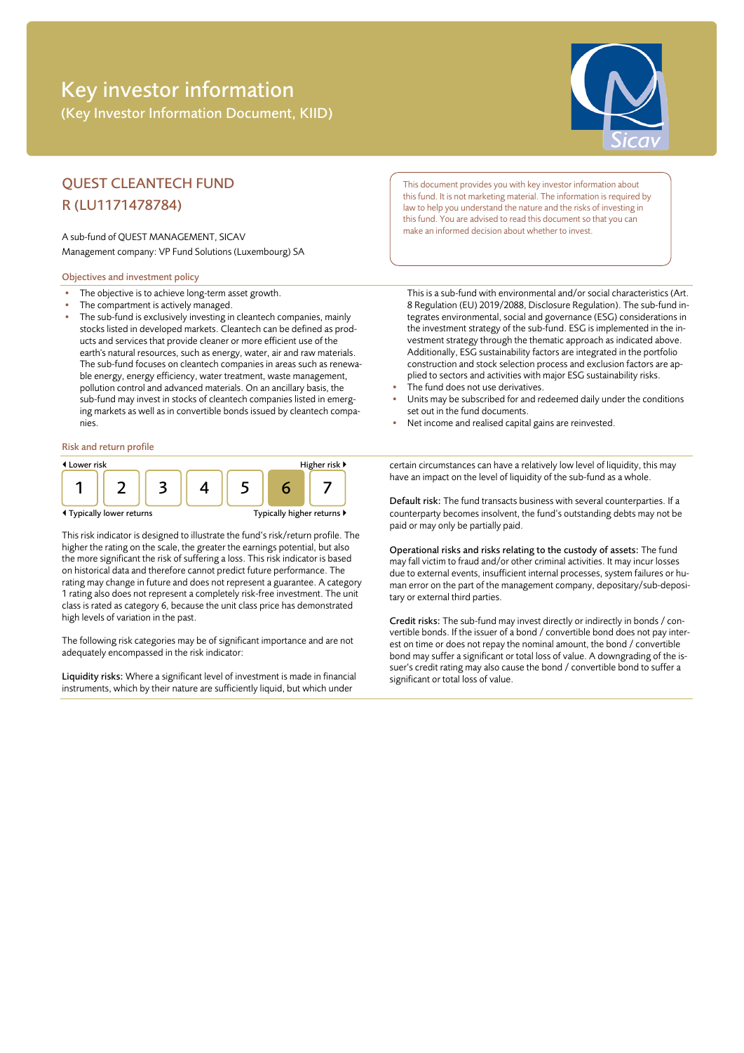# Key investor information

(Key Investor Information Document, KIID)

## QUEST CLEANTECH FUND
## R (LU1171478784)

A sub-fund of QUEST MANAGEMENT, SICAV

Management company: VP Fund Solutions (Luxembourg) SA

This document provides you with key investor information about this fund. It is not marketing material. The information is required by law to help you understand the nature and the risks of investing in this fund. You are advised to read this document so that you can make an informed decision about whether to invest.

### Objectives and investment policy

- The objective is to achieve long-term asset growth.
- The compartment is actively managed.
- The sub-fund is exclusively investing in cleantech companies, mainly stocks listed in developed markets. Cleantech can be defined as products and services that provide cleaner or more efficient use of the earth's natural resources, such as energy, water, air and raw materials. The sub-fund focuses on cleantech companies in areas such as renewable energy, energy efficiency, water treatment, waste management, pollution control and advanced materials. On an ancillary basis, the sub-fund may invest in stocks of cleantech companies listed in emerging markets as well as in convertible bonds issued by cleantech companies.

  This is a sub-fund with environmental and/or social characteristics (Art. 8 Regulation (EU) 2019/2088, Disclosure Regulation). The sub-fund integrates environmental, social and governance (ESG) considerations in the investment strategy of the sub-fund. ESG is implemented in the investment strategy through the thematic approach as indicated above. Additionally, ESG sustainability factors are integrated in the portfolio construction and stock selection process and exclusion factors are applied to sectors and activities with major ESG sustainability risks.
- The fund does not use derivatives.
- Units may be subscribed for and redeemed daily under the conditions set out in the fund documents.
- Net income and realised capital gains are reinvested.

### Risk and return profile

◂ Lower risk — Higher risk ▸

| 1 | 2 | 3 | 4 | 5 | **6** | 7 |
|---|---|---|---|---|---|---|

◂ Typically lower returns — Typically higher returns ▸

This risk indicator is designed to illustrate the fund's risk/return profile. The higher the rating on the scale, the greater the earnings potential, but also the more significant the risk of suffering a loss. This risk indicator is based on historical data and therefore cannot predict future performance. The rating may change in future and does not represent a guarantee. A category 1 rating also does not represent a completely risk-free investment. The unit class is rated as category 6, because the unit class price has demonstrated high levels of variation in the past.

The following risk categories may be of significant importance and are not adequately encompassed in the risk indicator:

**Liquidity risks:** Where a significant level of investment is made in financial instruments, which by their nature are sufficiently liquid, but which under certain circumstances can have a relatively low level of liquidity, this may have an impact on the level of liquidity of the sub-fund as a whole.

**Default risk:** The fund transacts business with several counterparties. If a counterparty becomes insolvent, the fund's outstanding debts may not be paid or may only be partially paid.

**Operational risks and risks relating to the custody of assets:** The fund may fall victim to fraud and/or other criminal activities. It may incur losses due to external events, insufficient internal processes, system failures or human error on the part of the management company, depositary/sub-depositary or external third parties.

**Credit risks:** The sub-fund may invest directly or indirectly in bonds / convertible bonds. If the issuer of a bond / convertible bond does not pay interest on time or does not repay the nominal amount, the bond / convertible bond may suffer a significant or total loss of value. A downgrading of the issuer's credit rating may also cause the bond / convertible bond to suffer a significant or total loss of value.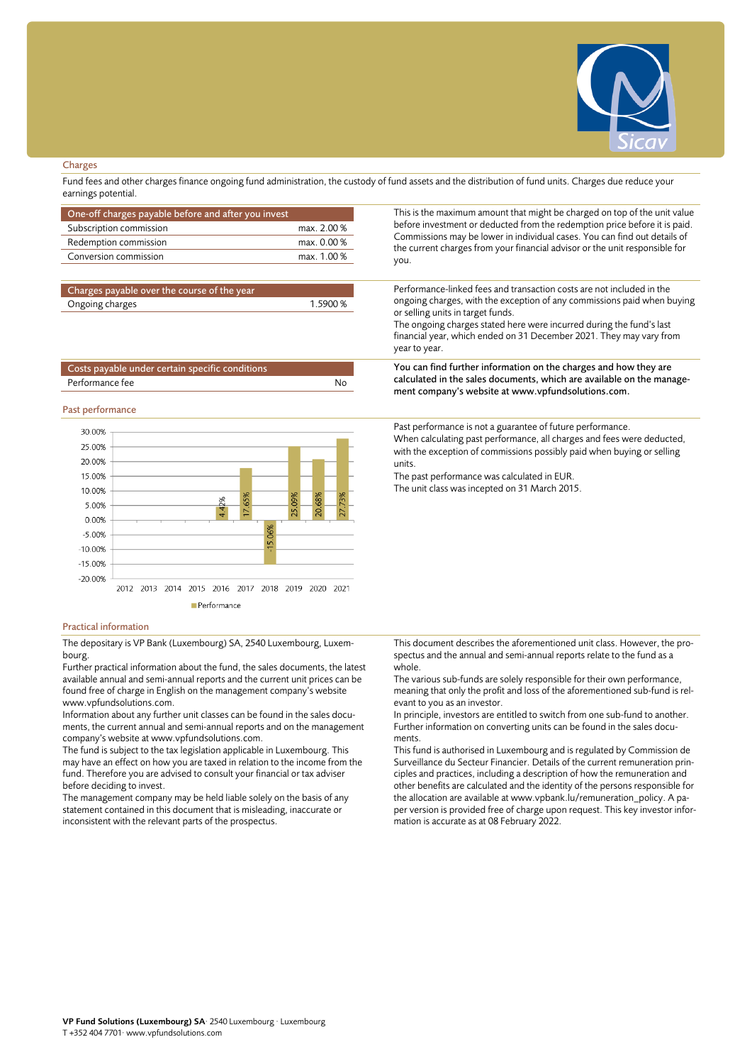## Charges

Fund fees and other charges finance ongoing fund administration, the custody of fund assets and the distribution of fund units. Charges due reduce your earnings potential.

| One-off charges payable before and after you invest | |
|---|---|
| Subscription commission | max. 2.00 % |
| Redemption commission | max. 0.00 % |
| Conversion commission | max. 1.00 % |

This is the maximum amount that might be charged on top of the unit value before investment or deducted from the redemption price before it is paid. Commissions may be lower in individual cases. You can find out details of the current charges from your financial advisor or the unit responsible for you.

| Charges payable over the course of the year | |
|---|---|
| Ongoing charges | 1.5900 % |

Performance-linked fees and transaction costs are not included in the ongoing charges, with the exception of any commissions paid when buying or selling units in target funds.
The ongoing charges stated here were incurred during the fund's last financial year, which ended on 31 December 2021. They may vary from year to year.

| Costs payable under certain specific conditions | |
|---|---|
| Performance fee | No |

**You can find further information on the charges and how they are calculated in the sales documents, which are available on the management company's website at www.vpfundsolutions.com.**

## Past performance

30.00%
25.00%
20.00%
15.00%
10.00%
5.00%
0.00%
-5.00%
-10.00%
-15.00%
-20.00%

4.42%
17.65%
-15.06%
25.09%
20.68%
27.73%

2012 2013 2014 2015 2016 2017 2018 2019 2020 2021

Performance

Past performance is not a guarantee of future performance.
When calculating past performance, all charges and fees were deducted, with the exception of commissions possibly paid when buying or selling units.
The past performance was calculated in EUR.
The unit class was incepted on 31 March 2015.

## Practical information

The depositary is VP Bank (Luxembourg) SA, 2540 Luxembourg, Luxembourg.
Further practical information about the fund, the sales documents, the latest available annual and semi-annual reports and the current unit prices can be found free of charge in English on the management company's website www.vpfundsolutions.com.
Information about any further unit classes can be found in the sales documents, the current annual and semi-annual reports and on the management company's website at www.vpfundsolutions.com.
The fund is subject to the tax legislation applicable in Luxembourg. This may have an effect on how you are taxed in relation to the income from the fund. Therefore you are advised to consult your financial or tax adviser before deciding to invest.
The management company may be held liable solely on the basis of any statement contained in this document that is misleading, inaccurate or inconsistent with the relevant parts of the prospectus.

This document describes the aforementioned unit class. However, the prospectus and the annual and semi-annual reports relate to the fund as a whole.
The various sub-funds are solely responsible for their own performance, meaning that only the profit and loss of the aforementioned sub-fund is relevant to you as an investor.
In principle, investors are entitled to switch from one sub-fund to another. Further information on converting units can be found in the sales documents.
This fund is authorised in Luxembourg and is regulated by Commission de Surveillance du Secteur Financier. Details of the current remuneration principles and practices, including a description of how the remuneration and other benefits are calculated and the identity of the persons responsible for the allocation are available at www.vpbank.lu/remuneration_policy. A paper version is provided free of charge upon request. This key investor information is accurate as at 08 February 2022.

**VP Fund Solutions (Luxembourg) SA** · 2540 Luxembourg · Luxembourg
T +352 404 7701 · www.vpfundsolutions.com